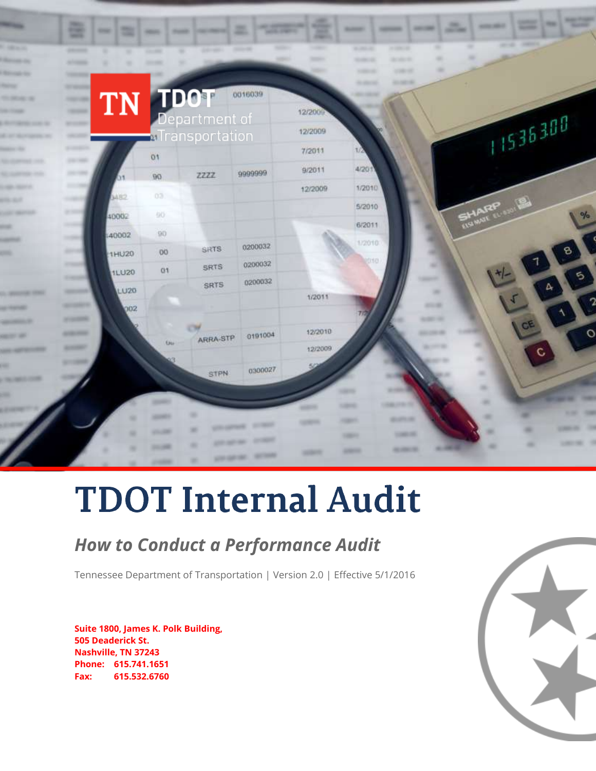# TDOT Internal Audit

## *How to Conduct a Performance Audit*

Tennessee Department of Transportation | Version 2.0 | Effective 5/1/2016

**Suite 1800, James K. Polk Building,**
**505 Deaderick St.**
**Nashville, TN 37243**
**Phone: 615.741.1651**
**Fax: 615.532.6760**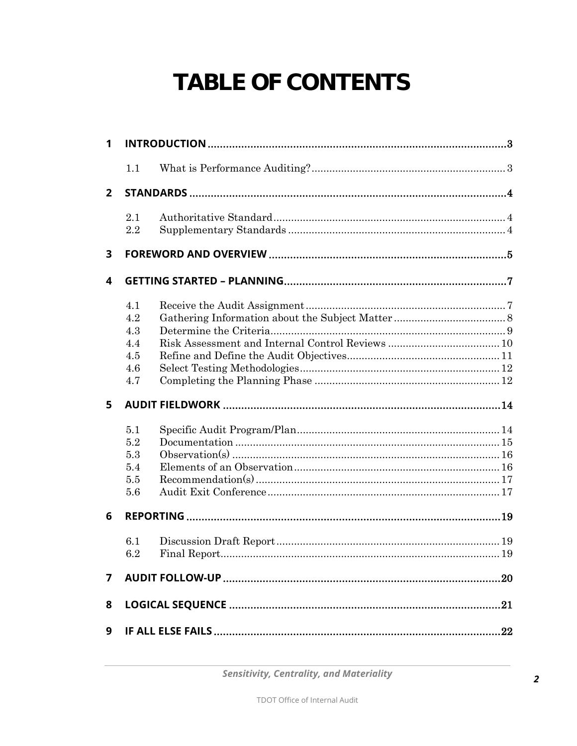# TABLE OF CONTENTS

**1 INTRODUCTION** .......... 3

- 1.1 What is Performance Auditing? .......... 3

**2 STANDARDS** .......... 4

- 2.1 Authoritative Standard .......... 4
- 2.2 Supplementary Standards .......... 4

**3 FOREWORD AND OVERVIEW** .......... 5

**4 GETTING STARTED – PLANNING** .......... 7

- 4.1 Receive the Audit Assignment .......... 7
- 4.2 Gathering Information about the Subject Matter .......... 8
- 4.3 Determine the Criteria .......... 9
- 4.4 Risk Assessment and Internal Control Reviews .......... 10
- 4.5 Refine and Define the Audit Objectives .......... 11
- 4.6 Select Testing Methodologies .......... 12
- 4.7 Completing the Planning Phase .......... 12

**5 AUDIT FIELDWORK** .......... 14

- 5.1 Specific Audit Program/Plan .......... 14
- 5.2 Documentation .......... 15
- 5.3 Observation(s) .......... 16
- 5.4 Elements of an Observation .......... 16
- 5.5 Recommendation(s) .......... 17
- 5.6 Audit Exit Conference .......... 17

**6 REPORTING** .......... 19

- 6.1 Discussion Draft Report .......... 19
- 6.2 Final Report .......... 19

**7 AUDIT FOLLOW-UP** .......... 20

**8 LOGICAL SEQUENCE** .......... 21

**9 IF ALL ELSE FAILS** .......... 22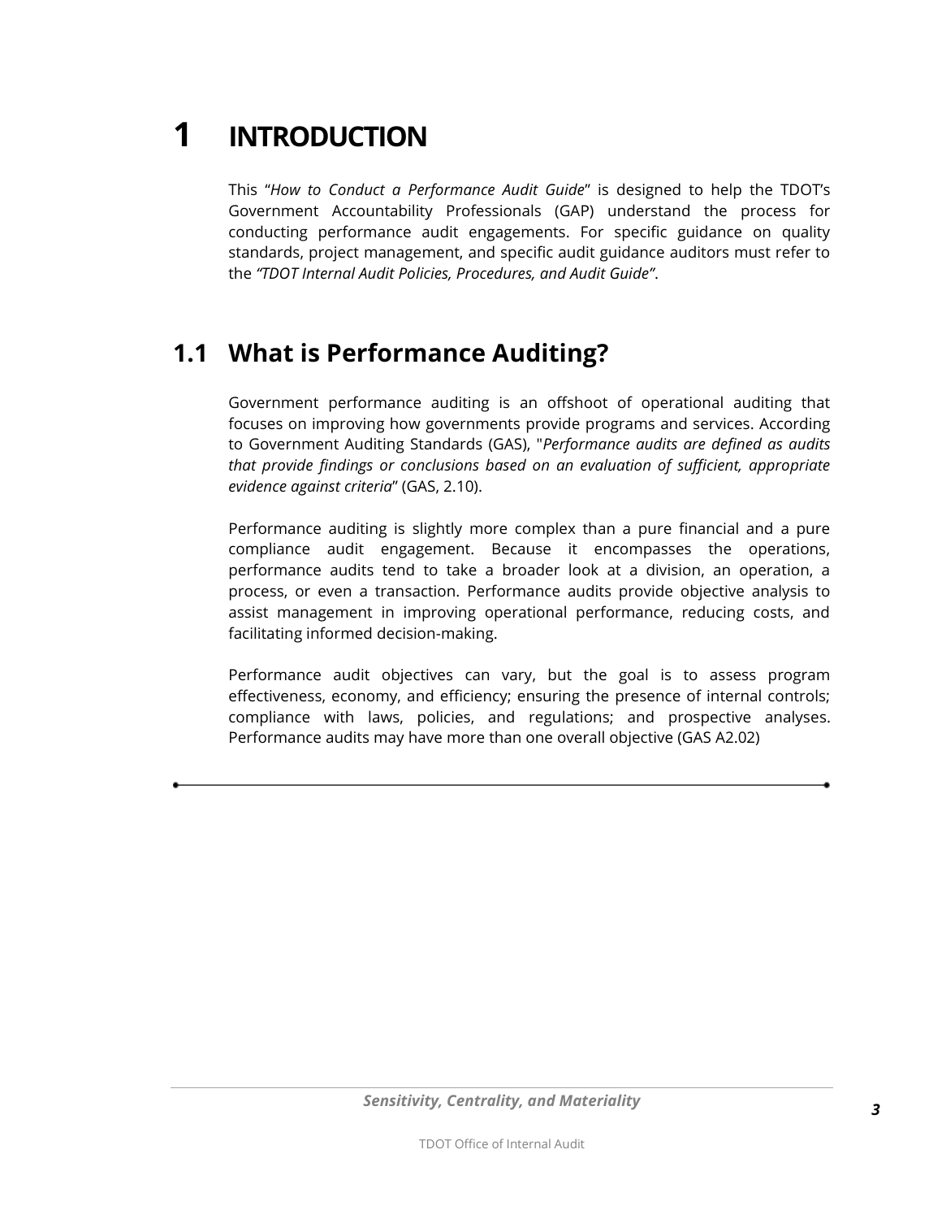# 1 INTRODUCTION

This "*How to Conduct a Performance Audit Guide*" is designed to help the TDOT's Government Accountability Professionals (GAP) understand the process for conducting performance audit engagements. For specific guidance on quality standards, project management, and specific audit guidance auditors must refer to the *"TDOT Internal Audit Policies, Procedures, and Audit Guide"*.

## 1.1 What is Performance Auditing?

Government performance auditing is an offshoot of operational auditing that focuses on improving how governments provide programs and services. According to Government Auditing Standards (GAS), "*Performance audits are defined as audits that provide findings or conclusions based on an evaluation of sufficient, appropriate evidence against criteria*" (GAS, 2.10).

Performance auditing is slightly more complex than a pure financial and a pure compliance audit engagement. Because it encompasses the operations, performance audits tend to take a broader look at a division, an operation, a process, or even a transaction. Performance audits provide objective analysis to assist management in improving operational performance, reducing costs, and facilitating informed decision-making.

Performance audit objectives can vary, but the goal is to assess program effectiveness, economy, and efficiency; ensuring the presence of internal controls; compliance with laws, policies, and regulations; and prospective analyses. Performance audits may have more than one overall objective (GAS A2.02)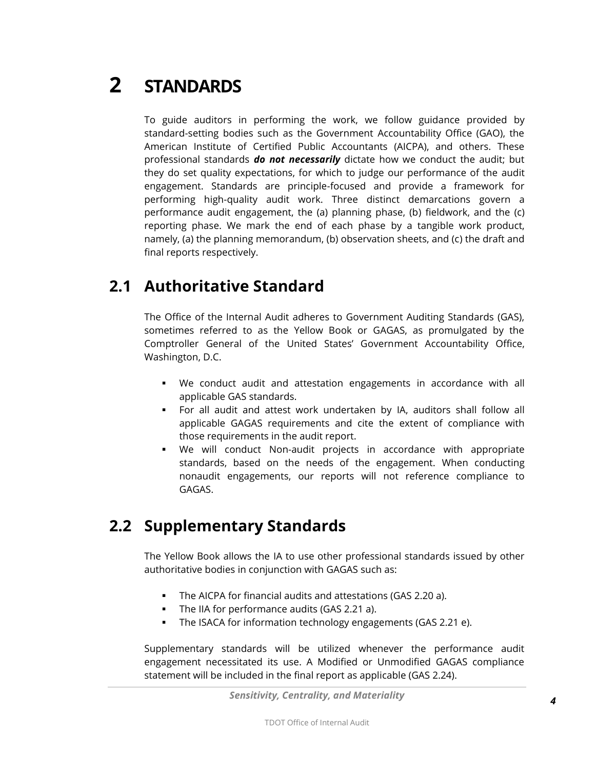# 2 STANDARDS

To guide auditors in performing the work, we follow guidance provided by standard-setting bodies such as the Government Accountability Office (GAO), the American Institute of Certified Public Accountants (AICPA), and others. These professional standards ***do not necessarily*** dictate how we conduct the audit; but they do set quality expectations, for which to judge our performance of the audit engagement. Standards are principle-focused and provide a framework for performing high-quality audit work. Three distinct demarcations govern a performance audit engagement, the (a) planning phase, (b) fieldwork, and the (c) reporting phase. We mark the end of each phase by a tangible work product, namely, (a) the planning memorandum, (b) observation sheets, and (c) the draft and final reports respectively.

## 2.1 Authoritative Standard

The Office of the Internal Audit adheres to Government Auditing Standards (GAS), sometimes referred to as the Yellow Book or GAGAS, as promulgated by the Comptroller General of the United States' Government Accountability Office, Washington, D.C.

- We conduct audit and attestation engagements in accordance with all applicable GAS standards.
- For all audit and attest work undertaken by IA, auditors shall follow all applicable GAGAS requirements and cite the extent of compliance with those requirements in the audit report.
- We will conduct Non-audit projects in accordance with appropriate standards, based on the needs of the engagement. When conducting nonaudit engagements, our reports will not reference compliance to GAGAS.

## 2.2 Supplementary Standards

The Yellow Book allows the IA to use other professional standards issued by other authoritative bodies in conjunction with GAGAS such as:

- The AICPA for financial audits and attestations (GAS 2.20 a).
- The IIA for performance audits (GAS 2.21 a).
- The ISACA for information technology engagements (GAS 2.21 e).

Supplementary standards will be utilized whenever the performance audit engagement necessitated its use. A Modified or Unmodified GAGAS compliance statement will be included in the final report as applicable (GAS 2.24).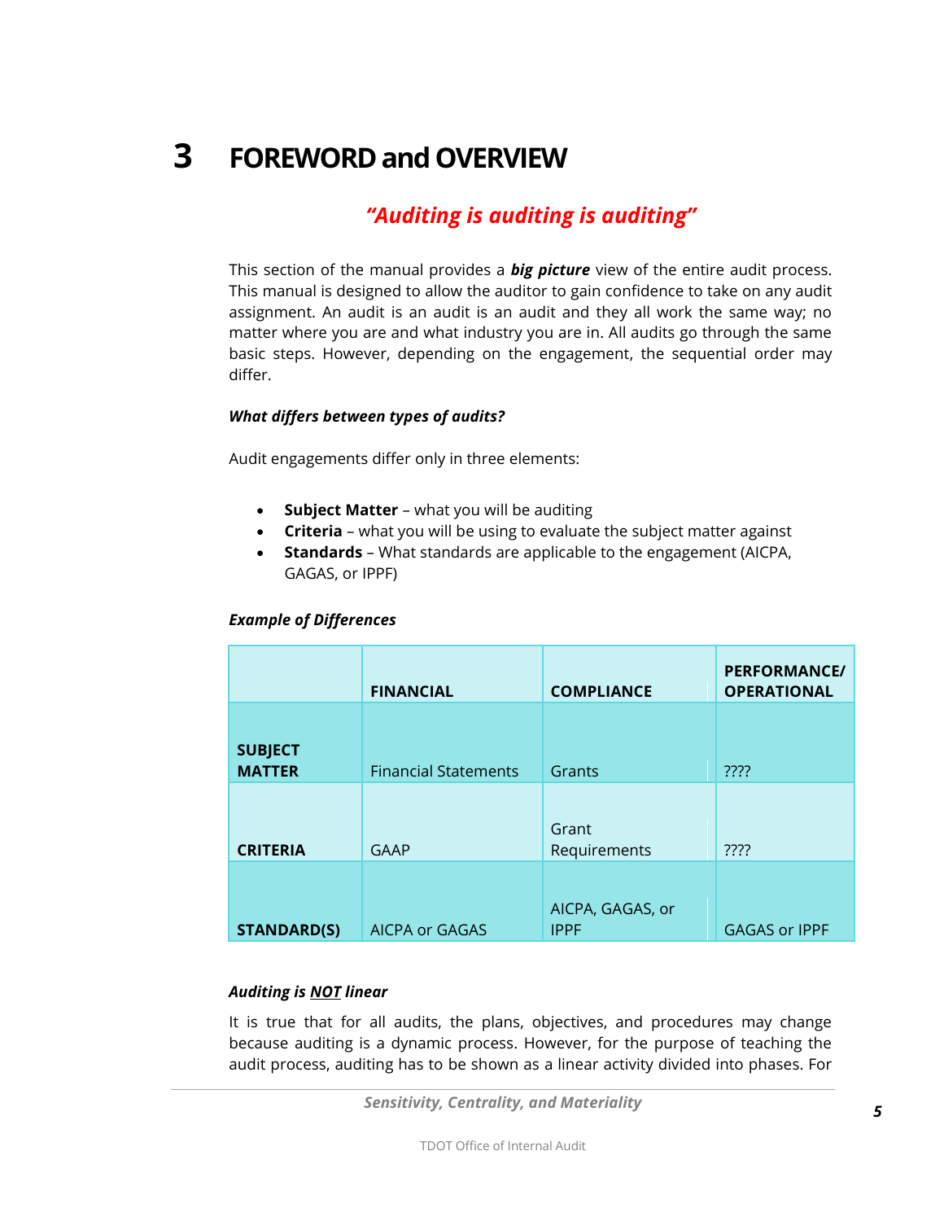# 3 FOREWORD and OVERVIEW

***"Auditing is auditing is auditing"***

This section of the manual provides a ***big picture*** view of the entire audit process. This manual is designed to allow the auditor to gain confidence to take on any audit assignment. An audit is an audit is an audit and they all work the same way; no matter where you are and what industry you are in. All audits go through the same basic steps. However, depending on the engagement, the sequential order may differ.

***What differs between types of audits?***

Audit engagements differ only in three elements:

- **Subject Matter** – what you will be auditing
- **Criteria** – what you will be using to evaluate the subject matter against
- **Standards** – What standards are applicable to the engagement (AICPA, GAGAS, or IPPF)

***Example of Differences***

| | **FINANCIAL** | **COMPLIANCE** | **PERFORMANCE/ OPERATIONAL** |
|---|---|---|---|
| **SUBJECT MATTER** | Financial Statements | Grants | ???? |
| **CRITERIA** | GAAP | Grant Requirements | ???? |
| **STANDARD(S)** | AICPA or GAGAS | AICPA, GAGAS, or IPPF | GAGAS or IPPF |

***Auditing is NOT linear***

It is true that for all audits, the plans, objectives, and procedures may change because auditing is a dynamic process. However, for the purpose of teaching the audit process, auditing has to be shown as a linear activity divided into phases. For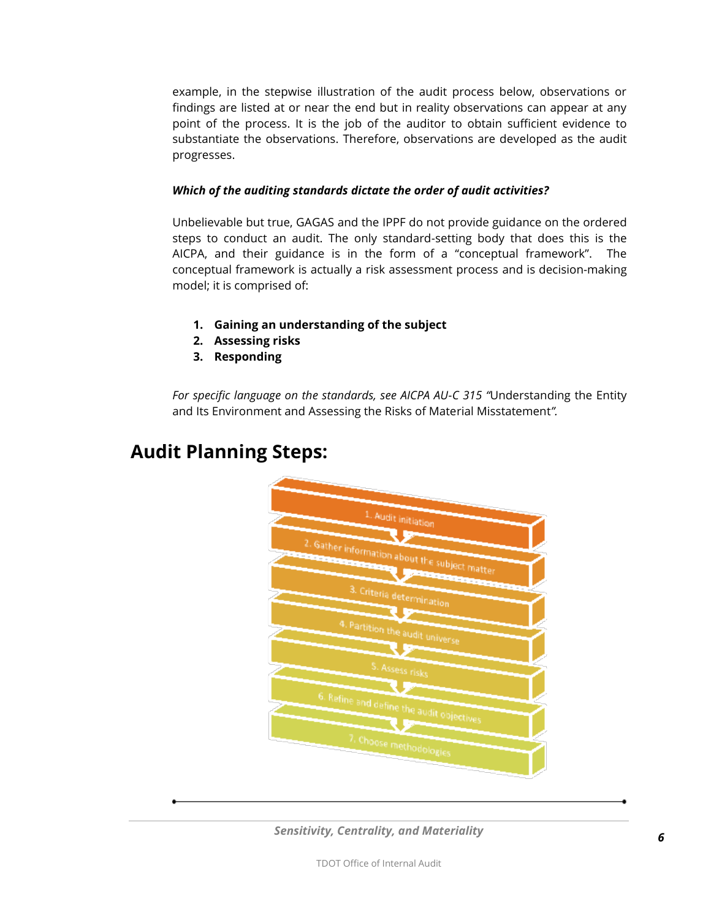example, in the stepwise illustration of the audit process below, observations or findings are listed at or near the end but in reality observations can appear at any point of the process. It is the job of the auditor to obtain sufficient evidence to substantiate the observations. Therefore, observations are developed as the audit progresses.

***Which of the auditing standards dictate the order of audit activities?***

Unbelievable but true, GAGAS and the IPPF do not provide guidance on the ordered steps to conduct an audit. The only standard-setting body that does this is the AICPA, and their guidance is in the form of a “conceptual framework”. The conceptual framework is actually a risk assessment process and is decision-making model; it is comprised of:

1. **Gaining an understanding of the subject**
2. **Assessing risks**
3. **Responding**

*For specific language on the standards, see AICPA AU-C 315 “*Understanding the Entity and Its Environment and Assessing the Risks of Material Misstatement*”.*

## Audit Planning Steps:

1. Audit initiation
2. Gather information about the subject matter
3. Criteria determination
4. Partition the audit universe
5. Assess risks
6. Refine and define the audit objectives
7. Choose methodologies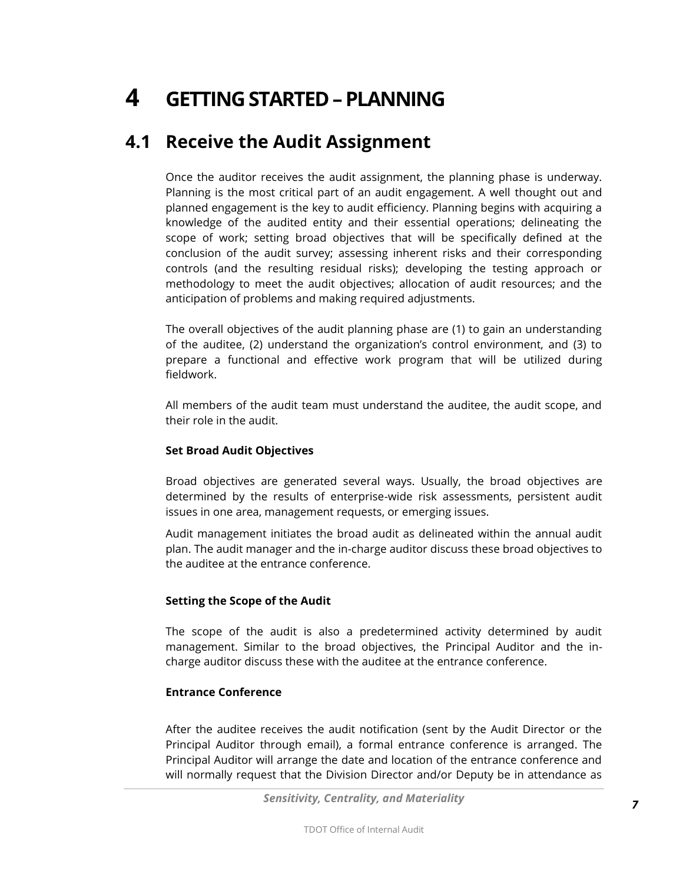# 4 GETTING STARTED – PLANNING

## 4.1 Receive the Audit Assignment

Once the auditor receives the audit assignment, the planning phase is underway. Planning is the most critical part of an audit engagement. A well thought out and planned engagement is the key to audit efficiency. Planning begins with acquiring a knowledge of the audited entity and their essential operations; delineating the scope of work; setting broad objectives that will be specifically defined at the conclusion of the audit survey; assessing inherent risks and their corresponding controls (and the resulting residual risks); developing the testing approach or methodology to meet the audit objectives; allocation of audit resources; and the anticipation of problems and making required adjustments.

The overall objectives of the audit planning phase are (1) to gain an understanding of the auditee, (2) understand the organization's control environment, and (3) to prepare a functional and effective work program that will be utilized during fieldwork.

All members of the audit team must understand the auditee, the audit scope, and their role in the audit.

**Set Broad Audit Objectives**

Broad objectives are generated several ways. Usually, the broad objectives are determined by the results of enterprise-wide risk assessments, persistent audit issues in one area, management requests, or emerging issues.

Audit management initiates the broad audit as delineated within the annual audit plan. The audit manager and the in-charge auditor discuss these broad objectives to the auditee at the entrance conference.

**Setting the Scope of the Audit**

The scope of the audit is also a predetermined activity determined by audit management. Similar to the broad objectives, the Principal Auditor and the in-charge auditor discuss these with the auditee at the entrance conference.

**Entrance Conference**

After the auditee receives the audit notification (sent by the Audit Director or the Principal Auditor through email), a formal entrance conference is arranged. The Principal Auditor will arrange the date and location of the entrance conference and will normally request that the Division Director and/or Deputy be in attendance as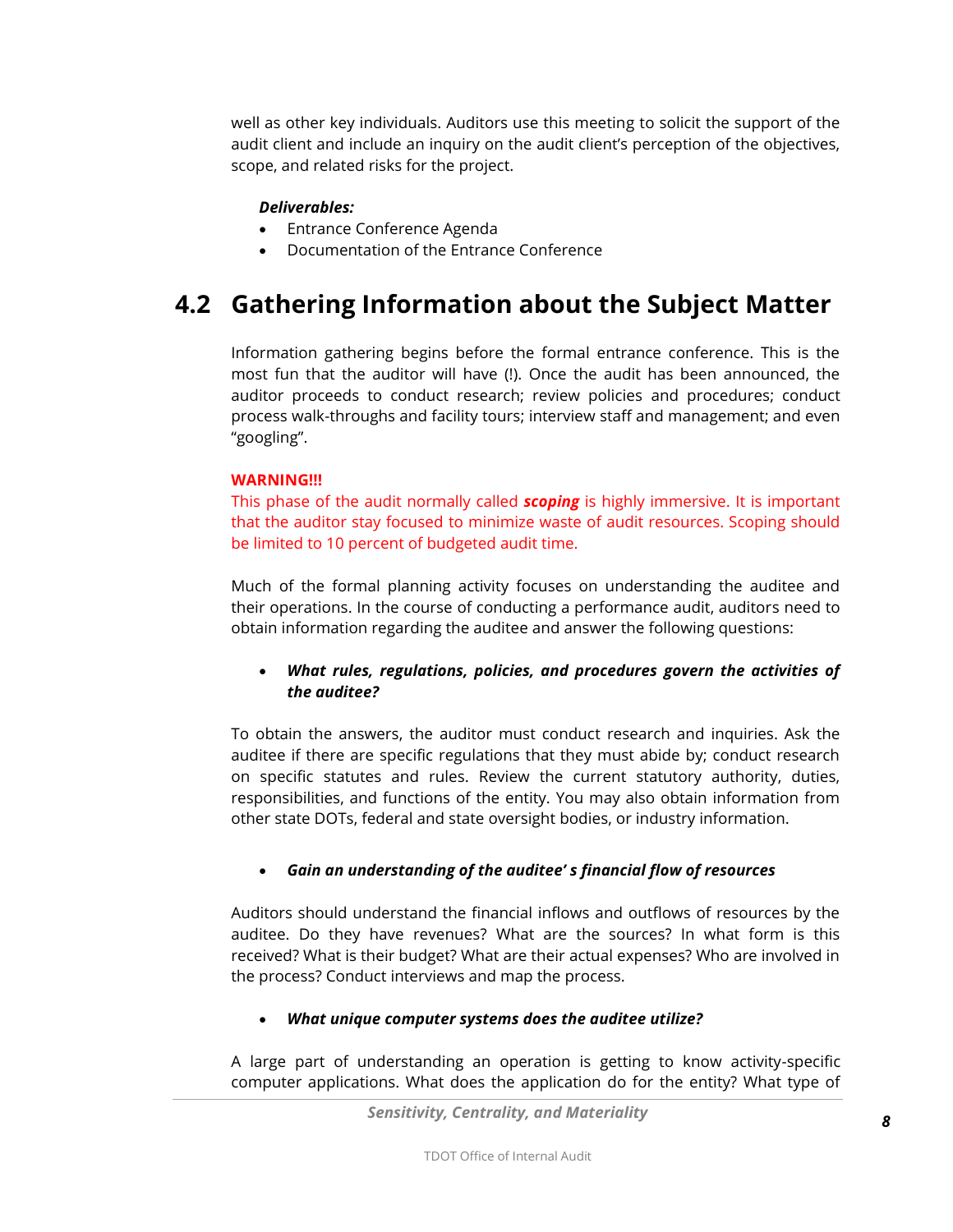well as other key individuals. Auditors use this meeting to solicit the support of the audit client and include an inquiry on the audit client's perception of the objectives, scope, and related risks for the project.

***Deliverables:***

- Entrance Conference Agenda
- Documentation of the Entrance Conference

## 4.2 Gathering Information about the Subject Matter

Information gathering begins before the formal entrance conference. This is the most fun that the auditor will have (!). Once the audit has been announced, the auditor proceeds to conduct research; review policies and procedures; conduct process walk-throughs and facility tours; interview staff and management; and even "googling".

**WARNING!!!**

This phase of the audit normally called ***scoping*** is highly immersive. It is important that the auditor stay focused to minimize waste of audit resources. Scoping should be limited to 10 percent of budgeted audit time.

Much of the formal planning activity focuses on understanding the auditee and their operations. In the course of conducting a performance audit, auditors need to obtain information regarding the auditee and answer the following questions:

- ***What rules, regulations, policies, and procedures govern the activities of the auditee?***

To obtain the answers, the auditor must conduct research and inquiries. Ask the auditee if there are specific regulations that they must abide by; conduct research on specific statutes and rules. Review the current statutory authority, duties, responsibilities, and functions of the entity. You may also obtain information from other state DOTs, federal and state oversight bodies, or industry information.

- ***Gain an understanding of the auditee' s financial flow of resources***

Auditors should understand the financial inflows and outflows of resources by the auditee. Do they have revenues? What are the sources? In what form is this received? What is their budget? What are their actual expenses? Who are involved in the process? Conduct interviews and map the process.

- ***What unique computer systems does the auditee utilize?***

A large part of understanding an operation is getting to know activity-specific computer applications. What does the application do for the entity? What type of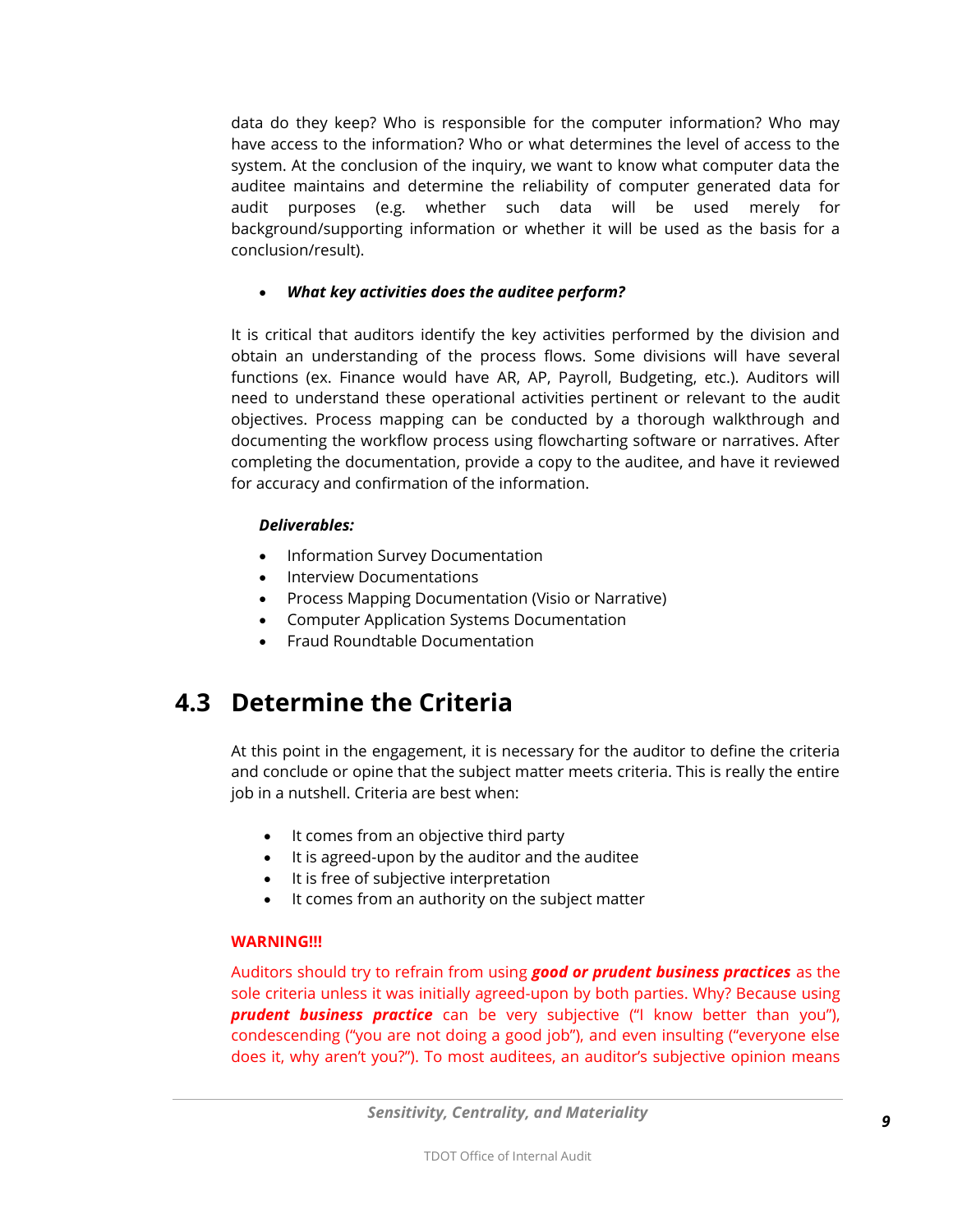data do they keep? Who is responsible for the computer information? Who may have access to the information? Who or what determines the level of access to the system. At the conclusion of the inquiry, we want to know what computer data the auditee maintains and determine the reliability of computer generated data for audit purposes (e.g. whether such data will be used merely for background/supporting information or whether it will be used as the basis for a conclusion/result).

- ***What key activities does the auditee perform?***

It is critical that auditors identify the key activities performed by the division and obtain an understanding of the process flows. Some divisions will have several functions (ex. Finance would have AR, AP, Payroll, Budgeting, etc.). Auditors will need to understand these operational activities pertinent or relevant to the audit objectives. Process mapping can be conducted by a thorough walkthrough and documenting the workflow process using flowcharting software or narratives. After completing the documentation, provide a copy to the auditee, and have it reviewed for accuracy and confirmation of the information.

***Deliverables:***

- Information Survey Documentation
- Interview Documentations
- Process Mapping Documentation (Visio or Narrative)
- Computer Application Systems Documentation
- Fraud Roundtable Documentation

## 4.3 Determine the Criteria

At this point in the engagement, it is necessary for the auditor to define the criteria and conclude or opine that the subject matter meets criteria. This is really the entire job in a nutshell. Criteria are best when:

- It comes from an objective third party
- It is agreed-upon by the auditor and the auditee
- It is free of subjective interpretation
- It comes from an authority on the subject matter

**WARNING!!!**

Auditors should try to refrain from using ***good or prudent business practices*** as the sole criteria unless it was initially agreed-upon by both parties. Why? Because using ***prudent business practice*** can be very subjective ("I know better than you"), condescending ("you are not doing a good job"), and even insulting ("everyone else does it, why aren't you?"). To most auditees, an auditor's subjective opinion means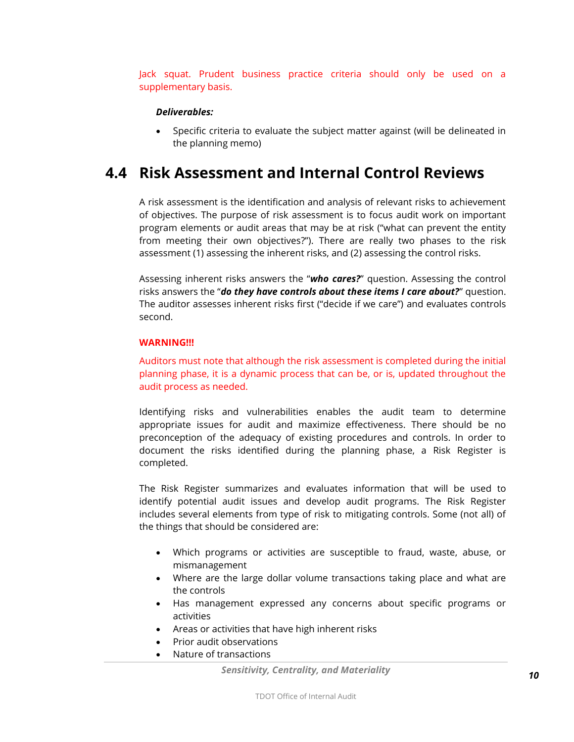Jack squat. Prudent business practice criteria should only be used on a supplementary basis.

***Deliverables:***

- Specific criteria to evaluate the subject matter against (will be delineated in the planning memo)

## 4.4 Risk Assessment and Internal Control Reviews

A risk assessment is the identification and analysis of relevant risks to achievement of objectives. The purpose of risk assessment is to focus audit work on important program elements or audit areas that may be at risk ("what can prevent the entity from meeting their own objectives?"). There are really two phases to the risk assessment (1) assessing the inherent risks, and (2) assessing the control risks.

Assessing inherent risks answers the "***who cares?***" question. Assessing the control risks answers the "***do they have controls about these items I care about?***" question. The auditor assesses inherent risks first ("decide if we care") and evaluates controls second.

**WARNING!!!**

Auditors must note that although the risk assessment is completed during the initial planning phase, it is a dynamic process that can be, or is, updated throughout the audit process as needed.

Identifying risks and vulnerabilities enables the audit team to determine appropriate issues for audit and maximize effectiveness. There should be no preconception of the adequacy of existing procedures and controls. In order to document the risks identified during the planning phase, a Risk Register is completed.

The Risk Register summarizes and evaluates information that will be used to identify potential audit issues and develop audit programs. The Risk Register includes several elements from type of risk to mitigating controls. Some (not all) of the things that should be considered are:

- Which programs or activities are susceptible to fraud, waste, abuse, or mismanagement
- Where are the large dollar volume transactions taking place and what are the controls
- Has management expressed any concerns about specific programs or activities
- Areas or activities that have high inherent risks
- Prior audit observations
- Nature of transactions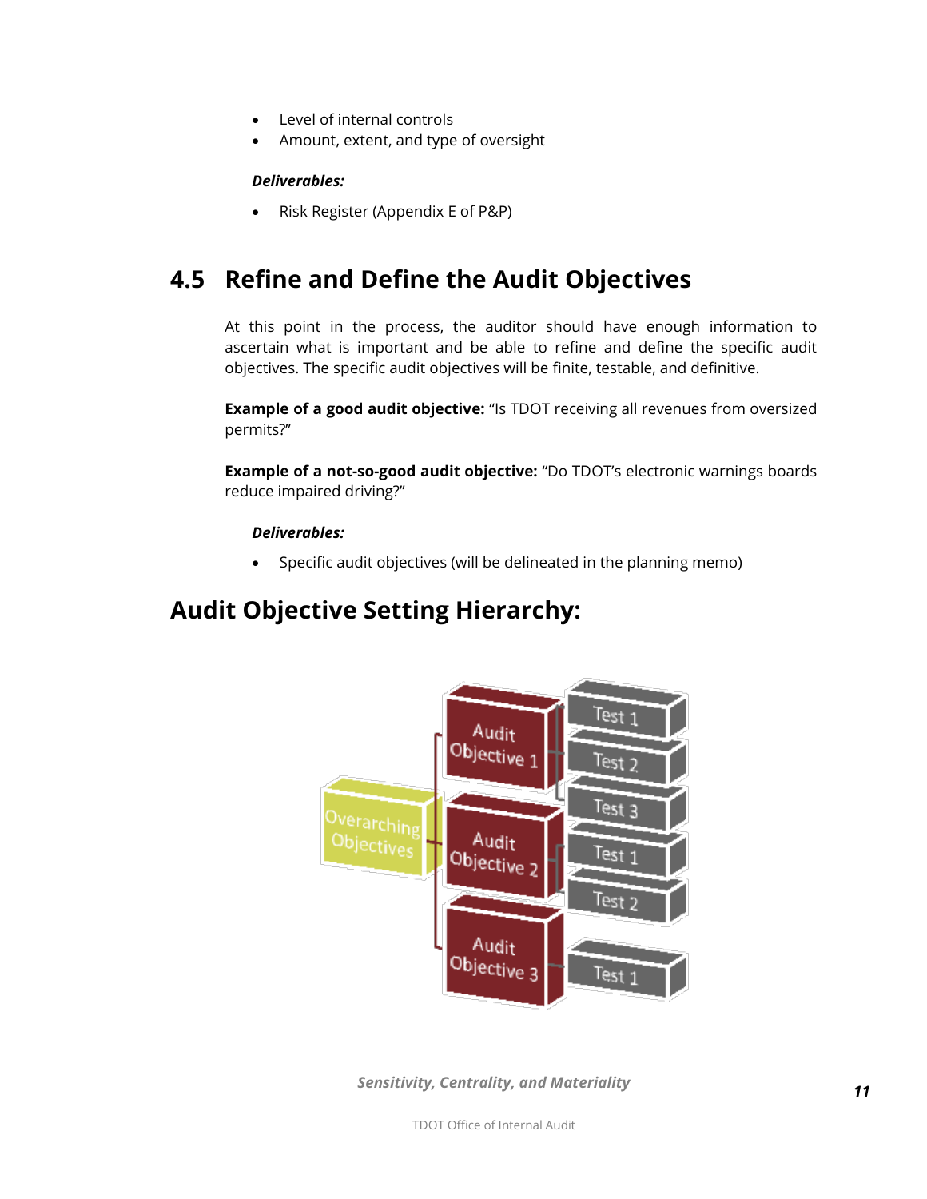- Level of internal controls
- Amount, extent, and type of oversight

***Deliverables:***

- Risk Register (Appendix E of P&P)

## 4.5 Refine and Define the Audit Objectives

At this point in the process, the auditor should have enough information to ascertain what is important and be able to refine and define the specific audit objectives. The specific audit objectives will be finite, testable, and definitive.

**Example of a good audit objective:** "Is TDOT receiving all revenues from oversized permits?"

**Example of a not-so-good audit objective:** "Do TDOT's electronic warnings boards reduce impaired driving?"

***Deliverables:***

- Specific audit objectives (will be delineated in the planning memo)

## Audit Objective Setting Hierarchy:

Overarching Objectives

Audit Objective 1
- Test 1
- Test 2
- Test 3

Audit Objective 2
- Test 1
- Test 2

Audit Objective 3
- Test 1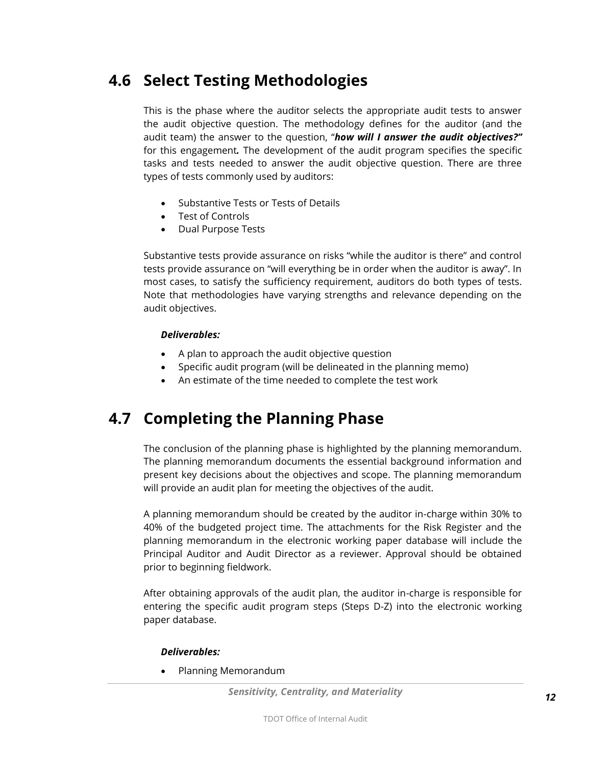## 4.6 Select Testing Methodologies

This is the phase where the auditor selects the appropriate audit tests to answer the audit objective question. The methodology defines for the auditor (and the audit team) the answer to the question, "***how will I answer the audit objectives?"*** for this engagement***.*** The development of the audit program specifies the specific tasks and tests needed to answer the audit objective question. There are three types of tests commonly used by auditors:

- Substantive Tests or Tests of Details
- Test of Controls
- Dual Purpose Tests

Substantive tests provide assurance on risks "while the auditor is there" and control tests provide assurance on "will everything be in order when the auditor is away". In most cases, to satisfy the sufficiency requirement, auditors do both types of tests. Note that methodologies have varying strengths and relevance depending on the audit objectives.

***Deliverables:***

- A plan to approach the audit objective question
- Specific audit program (will be delineated in the planning memo)
- An estimate of the time needed to complete the test work

## 4.7 Completing the Planning Phase

The conclusion of the planning phase is highlighted by the planning memorandum. The planning memorandum documents the essential background information and present key decisions about the objectives and scope. The planning memorandum will provide an audit plan for meeting the objectives of the audit.

A planning memorandum should be created by the auditor in-charge within 30% to 40% of the budgeted project time. The attachments for the Risk Register and the planning memorandum in the electronic working paper database will include the Principal Auditor and Audit Director as a reviewer. Approval should be obtained prior to beginning fieldwork.

After obtaining approvals of the audit plan, the auditor in-charge is responsible for entering the specific audit program steps (Steps D-Z) into the electronic working paper database.

***Deliverables:***

- Planning Memorandum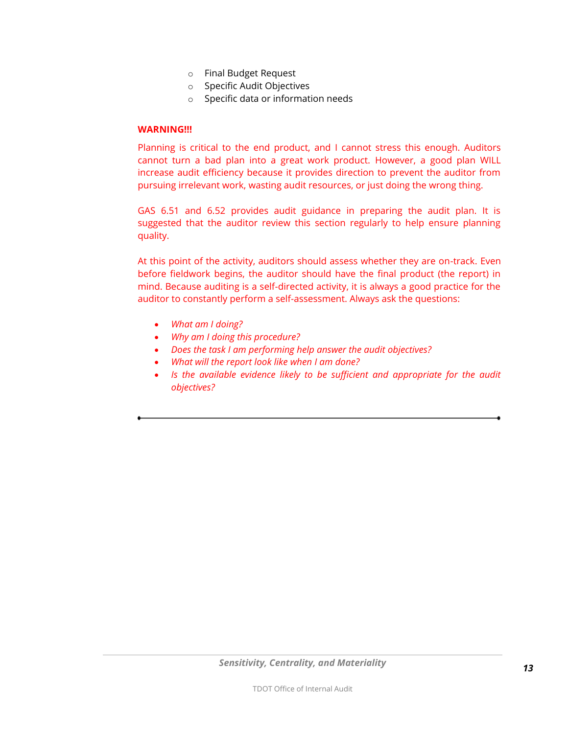- Final Budget Request
  - Specific Audit Objectives
  - Specific data or information needs

**WARNING!!!**

Planning is critical to the end product, and I cannot stress this enough. Auditors cannot turn a bad plan into a great work product. However, a good plan WILL increase audit efficiency because it provides direction to prevent the auditor from pursuing irrelevant work, wasting audit resources, or just doing the wrong thing.

GAS 6.51 and 6.52 provides audit guidance in preparing the audit plan. It is suggested that the auditor review this section regularly to help ensure planning quality.

At this point of the activity, auditors should assess whether they are on-track. Even before fieldwork begins, the auditor should have the final product (the report) in mind. Because auditing is a self-directed activity, it is always a good practice for the auditor to constantly perform a self-assessment. Always ask the questions:

- *What am I doing?*
- *Why am I doing this procedure?*
- *Does the task I am performing help answer the audit objectives?*
- *What will the report look like when I am done?*
- *Is the available evidence likely to be sufficient and appropriate for the audit objectives?*

---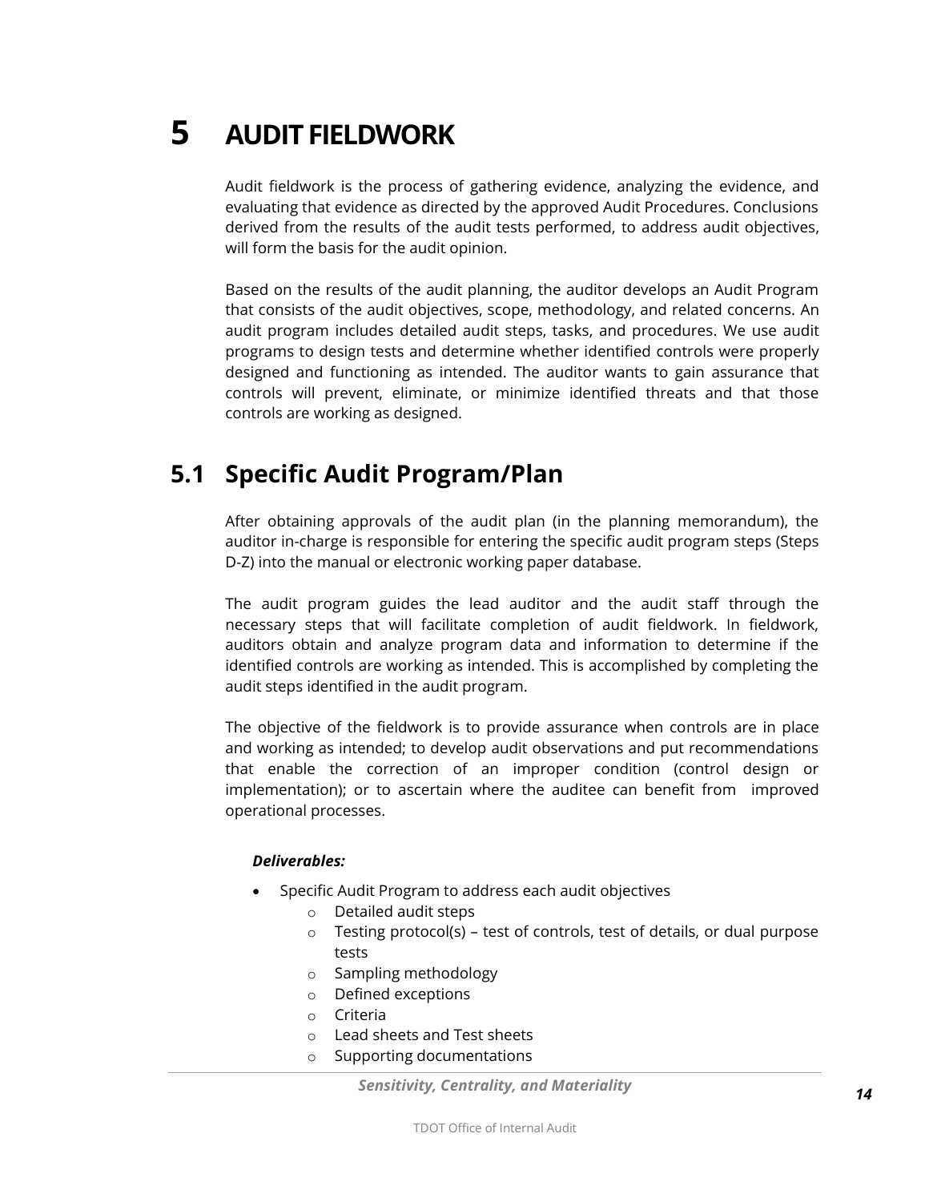# 5 AUDIT FIELDWORK

Audit fieldwork is the process of gathering evidence, analyzing the evidence, and evaluating that evidence as directed by the approved Audit Procedures. Conclusions derived from the results of the audit tests performed, to address audit objectives, will form the basis for the audit opinion.

Based on the results of the audit planning, the auditor develops an Audit Program that consists of the audit objectives, scope, methodology, and related concerns. An audit program includes detailed audit steps, tasks, and procedures. We use audit programs to design tests and determine whether identified controls were properly designed and functioning as intended. The auditor wants to gain assurance that controls will prevent, eliminate, or minimize identified threats and that those controls are working as designed.

## 5.1 Specific Audit Program/Plan

After obtaining approvals of the audit plan (in the planning memorandum), the auditor in-charge is responsible for entering the specific audit program steps (Steps D-Z) into the manual or electronic working paper database.

The audit program guides the lead auditor and the audit staff through the necessary steps that will facilitate completion of audit fieldwork. In fieldwork, auditors obtain and analyze program data and information to determine if the identified controls are working as intended. This is accomplished by completing the audit steps identified in the audit program.

The objective of the fieldwork is to provide assurance when controls are in place and working as intended; to develop audit observations and put recommendations that enable the correction of an improper condition (control design or implementation); or to ascertain where the auditee can benefit from improved operational processes.

***Deliverables:***

- Specific Audit Program to address each audit objectives
  - Detailed audit steps
  - Testing protocol(s) – test of controls, test of details, or dual purpose tests
  - Sampling methodology
  - Defined exceptions
  - Criteria
  - Lead sheets and Test sheets
  - Supporting documentations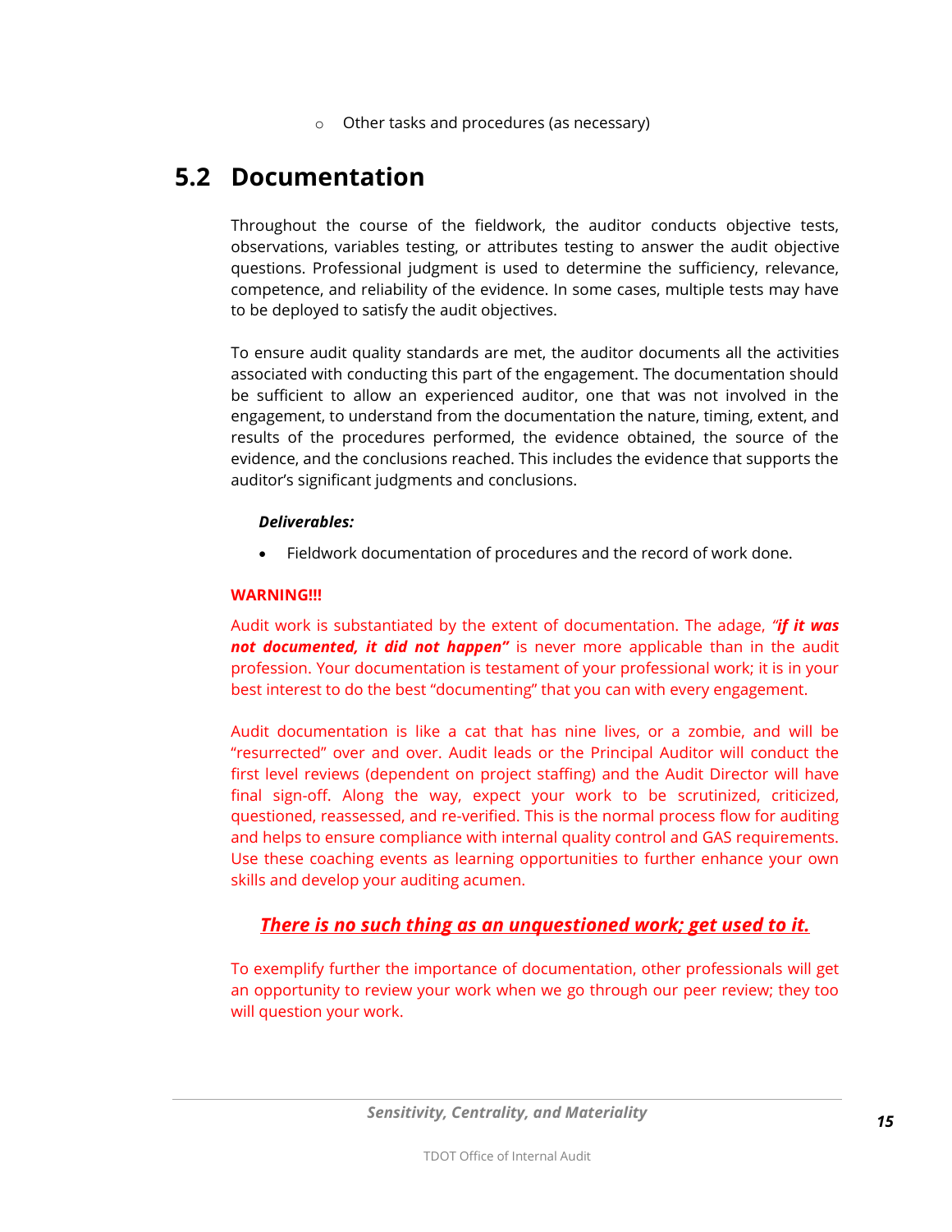- Other tasks and procedures (as necessary)

## 5.2 Documentation

Throughout the course of the fieldwork, the auditor conducts objective tests, observations, variables testing, or attributes testing to answer the audit objective questions. Professional judgment is used to determine the sufficiency, relevance, competence, and reliability of the evidence. In some cases, multiple tests may have to be deployed to satisfy the audit objectives.

To ensure audit quality standards are met, the auditor documents all the activities associated with conducting this part of the engagement. The documentation should be sufficient to allow an experienced auditor, one that was not involved in the engagement, to understand from the documentation the nature, timing, extent, and results of the procedures performed, the evidence obtained, the source of the evidence, and the conclusions reached. This includes the evidence that supports the auditor's significant judgments and conclusions.

***Deliverables:***

- Fieldwork documentation of procedures and the record of work done.

**WARNING!!!**

Audit work is substantiated by the extent of documentation. The adage, ***"if it was not documented, it did not happen"*** is never more applicable than in the audit profession. Your documentation is testament of your professional work; it is in your best interest to do the best "documenting" that you can with every engagement.

Audit documentation is like a cat that has nine lives, or a zombie, and will be "resurrected" over and over. Audit leads or the Principal Auditor will conduct the first level reviews (dependent on project staffing) and the Audit Director will have final sign-off. Along the way, expect your work to be scrutinized, criticized, questioned, reassessed, and re-verified. This is the normal process flow for auditing and helps to ensure compliance with internal quality control and GAS requirements. Use these coaching events as learning opportunities to further enhance your own skills and develop your auditing acumen.

***<u>There is no such thing as an unquestioned work; get used to it.</u>***

To exemplify further the importance of documentation, other professionals will get an opportunity to review your work when we go through our peer review; they too will question your work.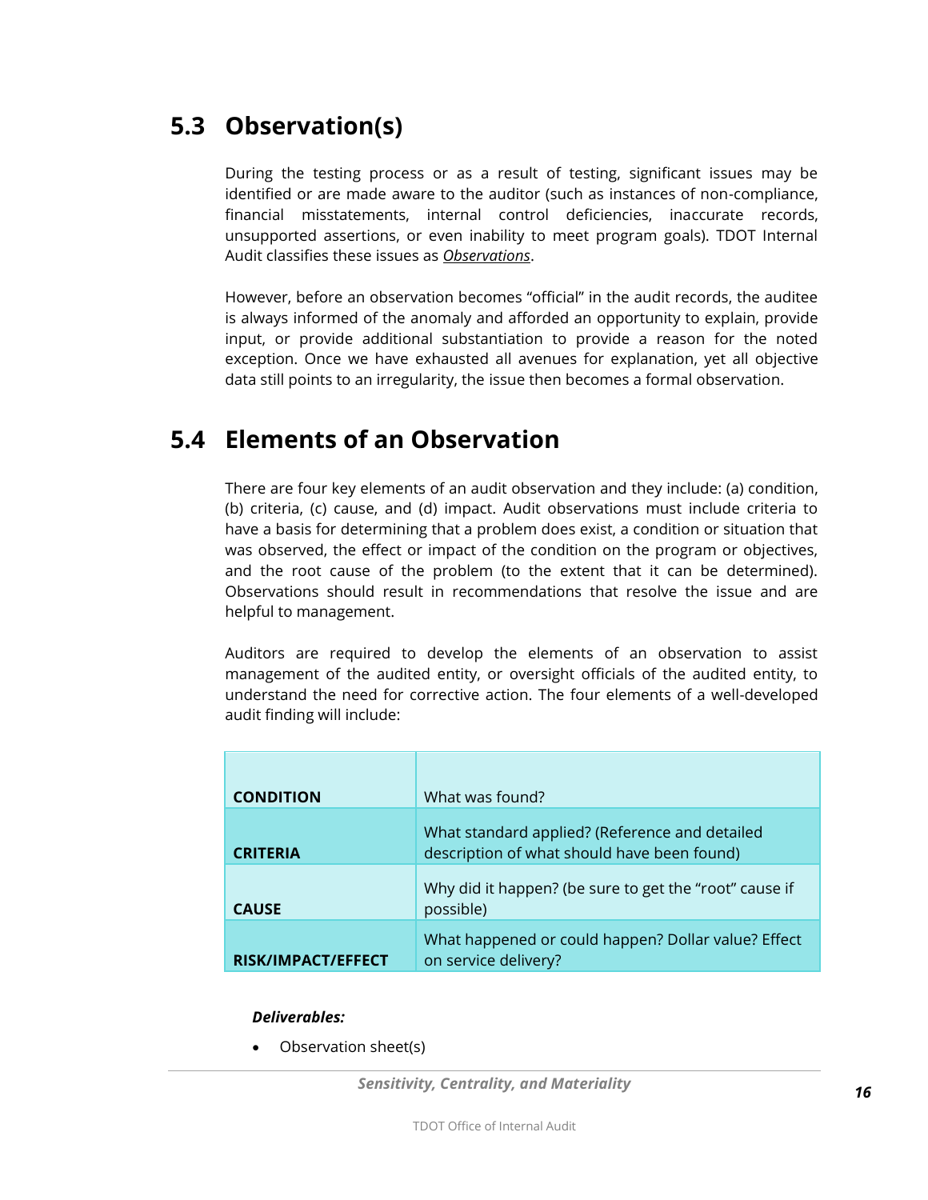## 5.3 Observation(s)

During the testing process or as a result of testing, significant issues may be identified or are made aware to the auditor (such as instances of non-compliance, financial misstatements, internal control deficiencies, inaccurate records, unsupported assertions, or even inability to meet program goals). TDOT Internal Audit classifies these issues as *Observations*.

However, before an observation becomes "official" in the audit records, the auditee is always informed of the anomaly and afforded an opportunity to explain, provide input, or provide additional substantiation to provide a reason for the noted exception. Once we have exhausted all avenues for explanation, yet all objective data still points to an irregularity, the issue then becomes a formal observation.

## 5.4 Elements of an Observation

There are four key elements of an audit observation and they include: (a) condition, (b) criteria, (c) cause, and (d) impact. Audit observations must include criteria to have a basis for determining that a problem does exist, a condition or situation that was observed, the effect or impact of the condition on the program or objectives, and the root cause of the problem (to the extent that it can be determined). Observations should result in recommendations that resolve the issue and are helpful to management.

Auditors are required to develop the elements of an observation to assist management of the audited entity, or oversight officials of the audited entity, to understand the need for corrective action. The four elements of a well-developed audit finding will include:

| | |
|---|---|
| **CONDITION** | What was found? |
| **CRITERIA** | What standard applied? (Reference and detailed description of what should have been found) |
| **CAUSE** | Why did it happen? (be sure to get the "root" cause if possible) |
| **RISK/IMPACT/EFFECT** | What happened or could happen? Dollar value? Effect on service delivery? |

***Deliverables:***

- Observation sheet(s)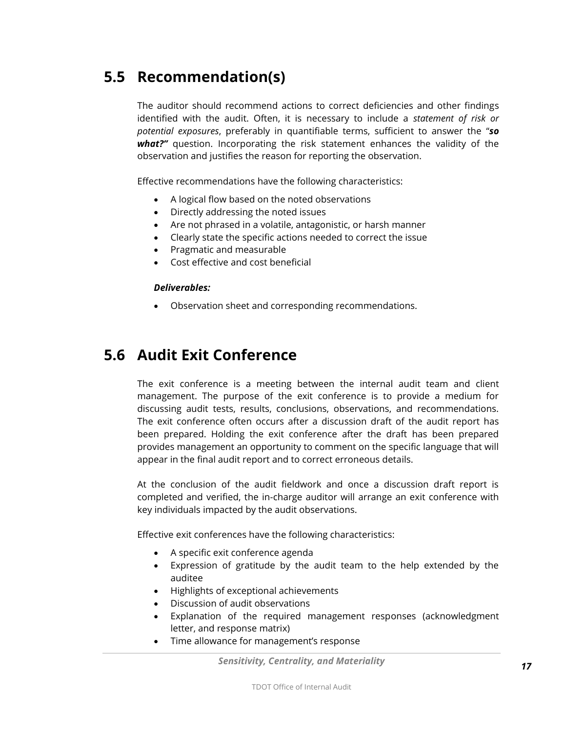## 5.5 Recommendation(s)

The auditor should recommend actions to correct deficiencies and other findings identified with the audit. Often, it is necessary to include a *statement of risk or potential exposures*, preferably in quantifiable terms, sufficient to answer the "***so what?"*** question. Incorporating the risk statement enhances the validity of the observation and justifies the reason for reporting the observation.

Effective recommendations have the following characteristics:

- A logical flow based on the noted observations
- Directly addressing the noted issues
- Are not phrased in a volatile, antagonistic, or harsh manner
- Clearly state the specific actions needed to correct the issue
- Pragmatic and measurable
- Cost effective and cost beneficial

***Deliverables:***

- Observation sheet and corresponding recommendations.

## 5.6 Audit Exit Conference

The exit conference is a meeting between the internal audit team and client management. The purpose of the exit conference is to provide a medium for discussing audit tests, results, conclusions, observations, and recommendations. The exit conference often occurs after a discussion draft of the audit report has been prepared. Holding the exit conference after the draft has been prepared provides management an opportunity to comment on the specific language that will appear in the final audit report and to correct erroneous details.

At the conclusion of the audit fieldwork and once a discussion draft report is completed and verified, the in-charge auditor will arrange an exit conference with key individuals impacted by the audit observations.

Effective exit conferences have the following characteristics:

- A specific exit conference agenda
- Expression of gratitude by the audit team to the help extended by the auditee
- Highlights of exceptional achievements
- Discussion of audit observations
- Explanation of the required management responses (acknowledgment letter, and response matrix)
- Time allowance for management's response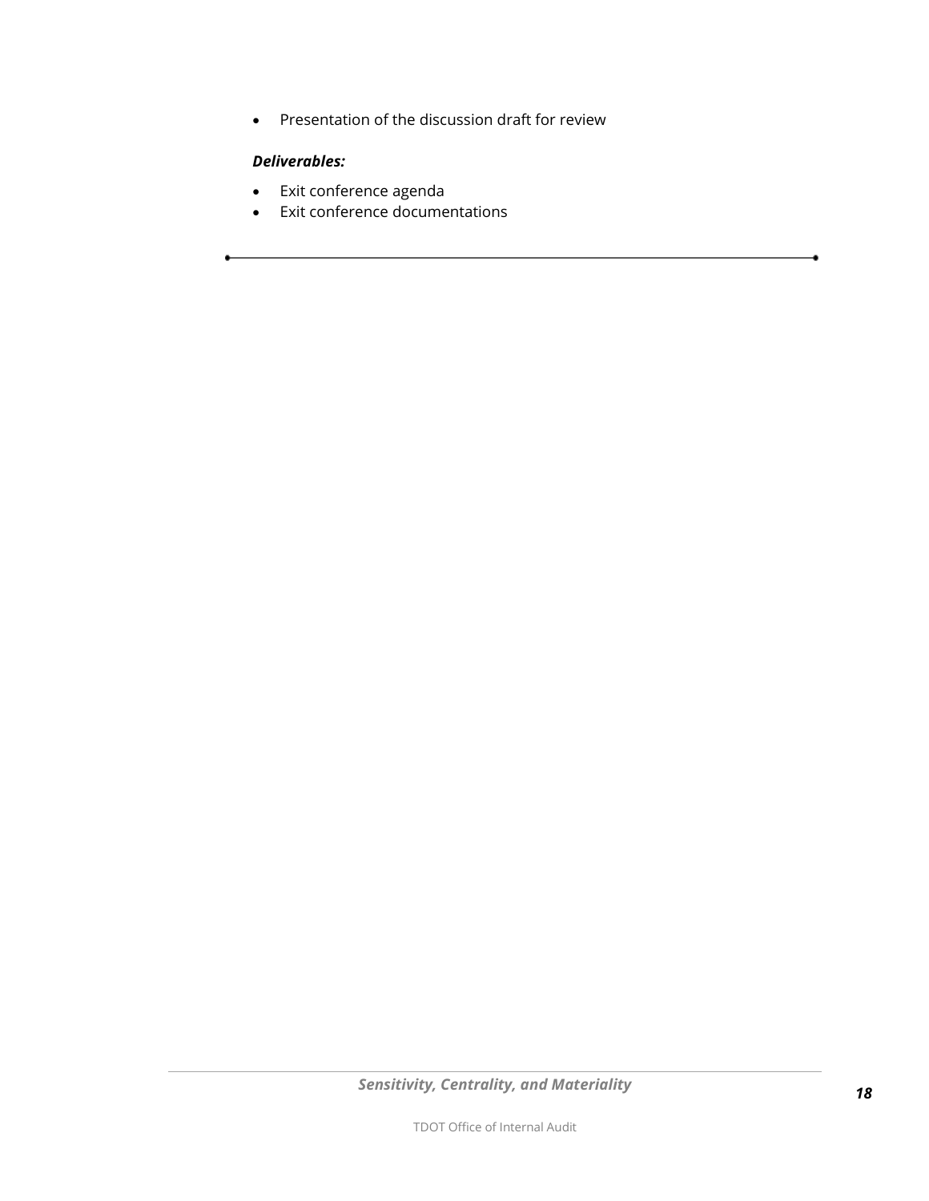- Presentation of the discussion draft for review

***Deliverables:***

- Exit conference agenda
- Exit conference documentations

---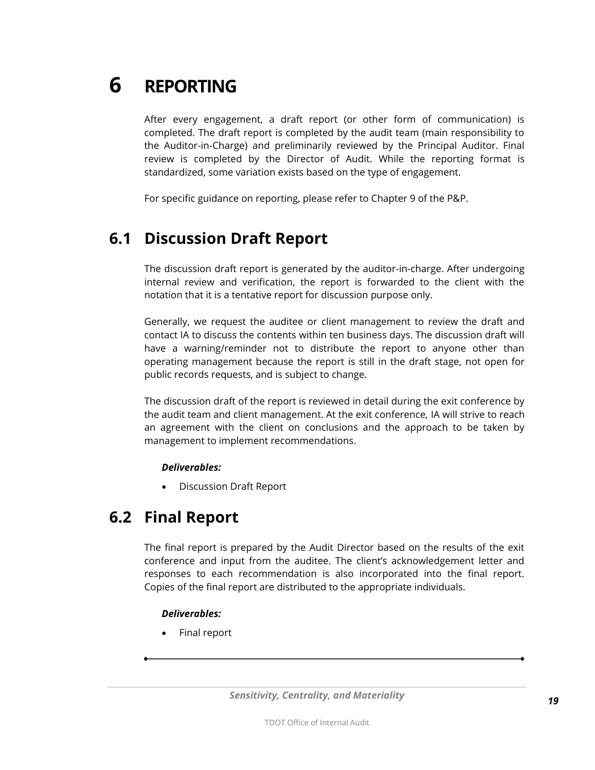# 6 REPORTING

After every engagement, a draft report (or other form of communication) is completed. The draft report is completed by the audit team (main responsibility to the Auditor-in-Charge) and preliminarily reviewed by the Principal Auditor. Final review is completed by the Director of Audit. While the reporting format is standardized, some variation exists based on the type of engagement.

For specific guidance on reporting, please refer to Chapter 9 of the P&P.

## 6.1 Discussion Draft Report

The discussion draft report is generated by the auditor-in-charge. After undergoing internal review and verification, the report is forwarded to the client with the notation that it is a tentative report for discussion purpose only.

Generally, we request the auditee or client management to review the draft and contact IA to discuss the contents within ten business days. The discussion draft will have a warning/reminder not to distribute the report to anyone other than operating management because the report is still in the draft stage, not open for public records requests, and is subject to change.

The discussion draft of the report is reviewed in detail during the exit conference by the audit team and client management. At the exit conference, IA will strive to reach an agreement with the client on conclusions and the approach to be taken by management to implement recommendations.

***Deliverables:***

- Discussion Draft Report

## 6.2 Final Report

The final report is prepared by the Audit Director based on the results of the exit conference and input from the auditee. The client's acknowledgement letter and responses to each recommendation is also incorporated into the final report. Copies of the final report are distributed to the appropriate individuals.

***Deliverables:***

- Final report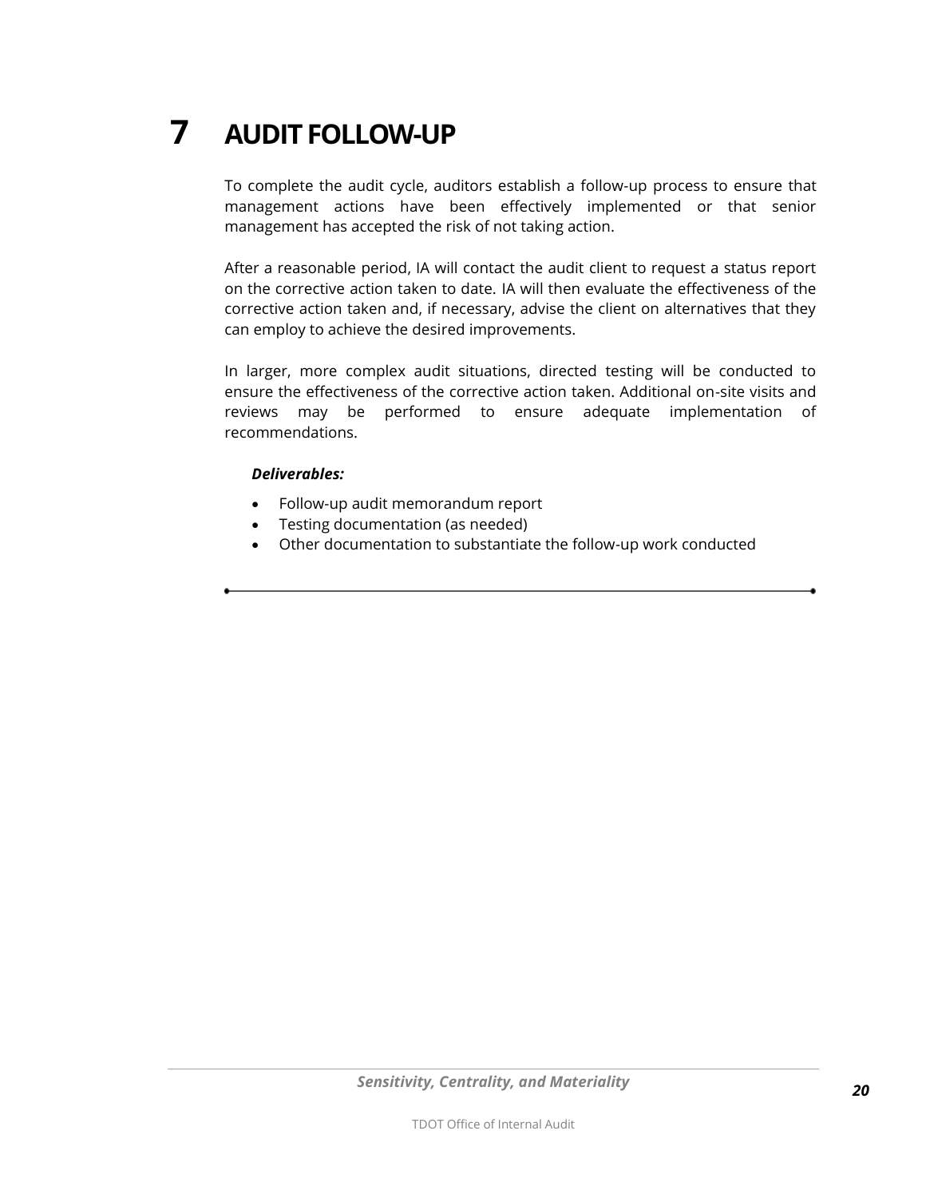# 7 AUDIT FOLLOW-UP

To complete the audit cycle, auditors establish a follow-up process to ensure that management actions have been effectively implemented or that senior management has accepted the risk of not taking action.

After a reasonable period, IA will contact the audit client to request a status report on the corrective action taken to date. IA will then evaluate the effectiveness of the corrective action taken and, if necessary, advise the client on alternatives that they can employ to achieve the desired improvements.

In larger, more complex audit situations, directed testing will be conducted to ensure the effectiveness of the corrective action taken. Additional on-site visits and reviews may be performed to ensure adequate implementation of recommendations.

***Deliverables:***

- Follow-up audit memorandum report
- Testing documentation (as needed)
- Other documentation to substantiate the follow-up work conducted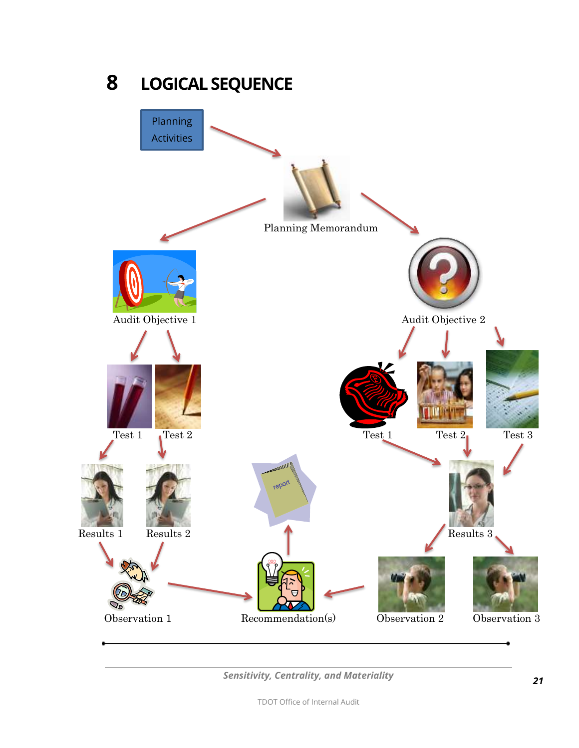# 8 LOGICAL SEQUENCE

Planning Activities

Planning Memorandum

Audit Objective 1

Audit Objective 2

Test 1

Test 2

Test 1

Test 2

Test 3

Results 1

Results 2

Results 3

Observation 1

Recommendation(s)

Observation 2

Observation 3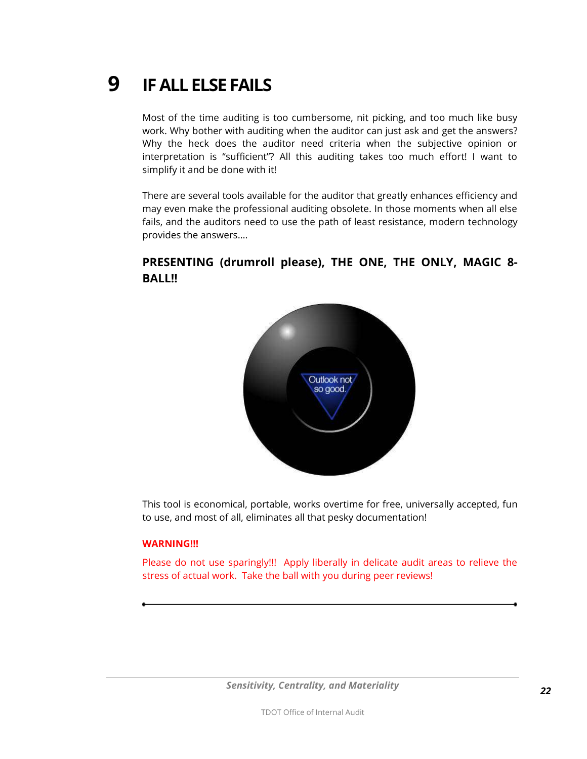# 9 IF ALL ELSE FAILS

Most of the time auditing is too cumbersome, nit picking, and too much like busy work. Why bother with auditing when the auditor can just ask and get the answers? Why the heck does the auditor need criteria when the subjective opinion or interpretation is “sufficient”? All this auditing takes too much effort! I want to simplify it and be done with it!

There are several tools available for the auditor that greatly enhances efficiency and may even make the professional auditing obsolete. In those moments when all else fails, and the auditors need to use the path of least resistance, modern technology provides the answers….

**PRESENTING (drumroll please), THE ONE, THE ONLY, MAGIC 8-BALL!!**

Outlook not so good.

This tool is economical, portable, works overtime for free, universally accepted, fun to use, and most of all, eliminates all that pesky documentation!

**WARNING!!!**

Please do not use sparingly!!! Apply liberally in delicate audit areas to relieve the stress of actual work. Take the ball with you during peer reviews!